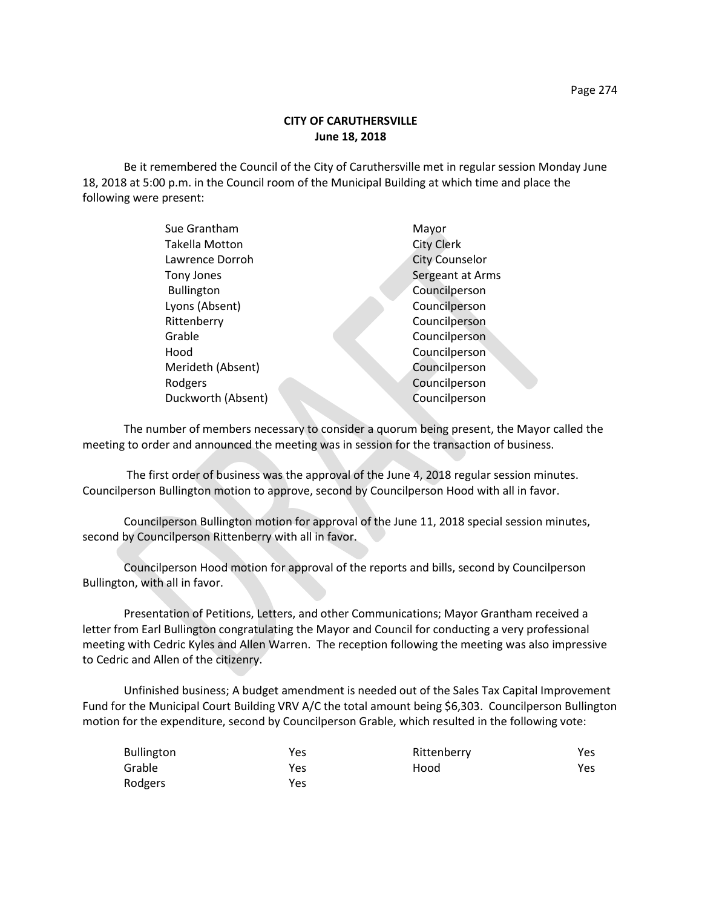# CITY OF CARUTHERSVILLE
## June 18, 2018

Be it remembered the Council of the City of Caruthersville met in regular session Monday June 18, 2018 at 5:00 p.m. in the Council room of the Municipal Building at which time and place the following were present:

| | |
|---|---|
| Sue Grantham | Mayor |
| Takella Motton | City Clerk |
| Lawrence Dorroh | City Counselor |
| Tony Jones | Sergeant at Arms |
| Bullington | Councilperson |
| Lyons (Absent) | Councilperson |
| Rittenberry | Councilperson |
| Grable | Councilperson |
| Hood | Councilperson |
| Merideth (Absent) | Councilperson |
| Rodgers | Councilperson |
| Duckworth (Absent) | Councilperson |

The number of members necessary to consider a quorum being present, the Mayor called the meeting to order and announced the meeting was in session for the transaction of business.

The first order of business was the approval of the June 4, 2018 regular session minutes. Councilperson Bullington motion to approve, second by Councilperson Hood with all in favor.

Councilperson Bullington motion for approval of the June 11, 2018 special session minutes, second by Councilperson Rittenberry with all in favor.

Councilperson Hood motion for approval of the reports and bills, second by Councilperson Bullington, with all in favor.

Presentation of Petitions, Letters, and other Communications; Mayor Grantham received a letter from Earl Bullington congratulating the Mayor and Council for conducting a very professional meeting with Cedric Kyles and Allen Warren. The reception following the meeting was also impressive to Cedric and Allen of the citizenry.

Unfinished business; A budget amendment is needed out of the Sales Tax Capital Improvement Fund for the Municipal Court Building VRV A/C the total amount being $6,303. Councilperson Bullington motion for the expenditure, second by Councilperson Grable, which resulted in the following vote:

| | | | |
|---|---|---|---|
| Bullington | Yes | Rittenberry | Yes |
| Grable | Yes | Hood | Yes |
| Rodgers | Yes | | |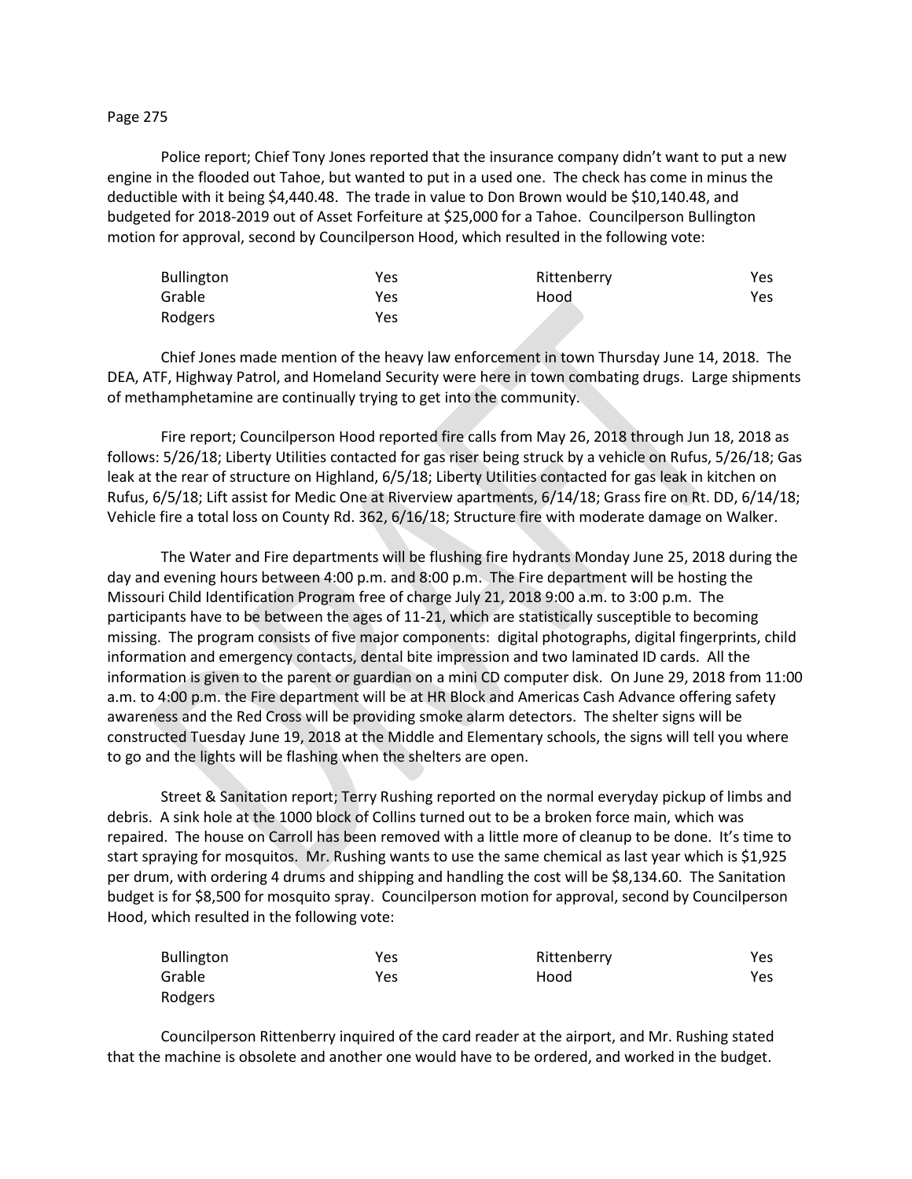Police report; Chief Tony Jones reported that the insurance company didn't want to put a new engine in the flooded out Tahoe, but wanted to put in a used one. The check has come in minus the deductible with it being $4,440.48. The trade in value to Don Brown would be $10,140.48, and budgeted for 2018-2019 out of Asset Forfeiture at $25,000 for a Tahoe. Councilperson Bullington motion for approval, second by Councilperson Hood, which resulted in the following vote:

| | | | |
|---|---|---|---|
| Bullington | Yes | Rittenberry | Yes |
| Grable | Yes | Hood | Yes |
| Rodgers | Yes | | |

Chief Jones made mention of the heavy law enforcement in town Thursday June 14, 2018. The DEA, ATF, Highway Patrol, and Homeland Security were here in town combating drugs. Large shipments of methamphetamine are continually trying to get into the community.

Fire report; Councilperson Hood reported fire calls from May 26, 2018 through Jun 18, 2018 as follows: 5/26/18; Liberty Utilities contacted for gas riser being struck by a vehicle on Rufus, 5/26/18; Gas leak at the rear of structure on Highland, 6/5/18; Liberty Utilities contacted for gas leak in kitchen on Rufus, 6/5/18; Lift assist for Medic One at Riverview apartments, 6/14/18; Grass fire on Rt. DD, 6/14/18; Vehicle fire a total loss on County Rd. 362, 6/16/18; Structure fire with moderate damage on Walker.

The Water and Fire departments will be flushing fire hydrants Monday June 25, 2018 during the day and evening hours between 4:00 p.m. and 8:00 p.m. The Fire department will be hosting the Missouri Child Identification Program free of charge July 21, 2018 9:00 a.m. to 3:00 p.m. The participants have to be between the ages of 11-21, which are statistically susceptible to becoming missing. The program consists of five major components: digital photographs, digital fingerprints, child information and emergency contacts, dental bite impression and two laminated ID cards. All the information is given to the parent or guardian on a mini CD computer disk. On June 29, 2018 from 11:00 a.m. to 4:00 p.m. the Fire department will be at HR Block and Americas Cash Advance offering safety awareness and the Red Cross will be providing smoke alarm detectors. The shelter signs will be constructed Tuesday June 19, 2018 at the Middle and Elementary schools, the signs will tell you where to go and the lights will be flashing when the shelters are open.

Street & Sanitation report; Terry Rushing reported on the normal everyday pickup of limbs and debris. A sink hole at the 1000 block of Collins turned out to be a broken force main, which was repaired. The house on Carroll has been removed with a little more of cleanup to be done. It's time to start spraying for mosquitos. Mr. Rushing wants to use the same chemical as last year which is $1,925 per drum, with ordering 4 drums and shipping and handling the cost will be $8,134.60. The Sanitation budget is for $8,500 for mosquito spray. Councilperson motion for approval, second by Councilperson Hood, which resulted in the following vote:

| | | | |
|---|---|---|---|
| Bullington | Yes | Rittenberry | Yes |
| Grable | Yes | Hood | Yes |
| Rodgers | | | |

Councilperson Rittenberry inquired of the card reader at the airport, and Mr. Rushing stated that the machine is obsolete and another one would have to be ordered, and worked in the budget.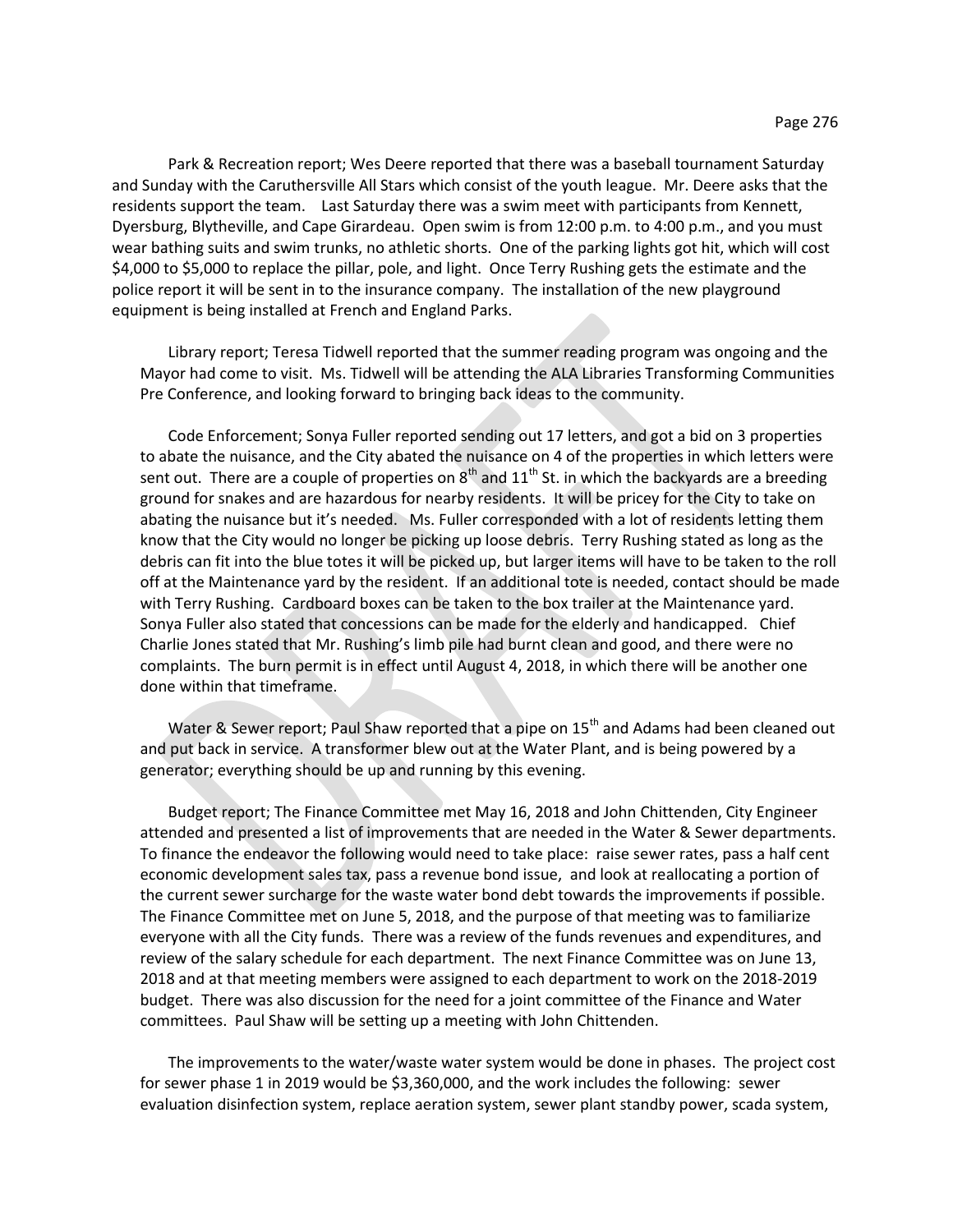Park & Recreation report; Wes Deere reported that there was a baseball tournament Saturday and Sunday with the Caruthersville All Stars which consist of the youth league. Mr. Deere asks that the residents support the team. Last Saturday there was a swim meet with participants from Kennett, Dyersburg, Blytheville, and Cape Girardeau. Open swim is from 12:00 p.m. to 4:00 p.m., and you must wear bathing suits and swim trunks, no athletic shorts. One of the parking lights got hit, which will cost $4,000 to $5,000 to replace the pillar, pole, and light. Once Terry Rushing gets the estimate and the police report it will be sent in to the insurance company. The installation of the new playground equipment is being installed at French and England Parks.

Library report; Teresa Tidwell reported that the summer reading program was ongoing and the Mayor had come to visit. Ms. Tidwell will be attending the ALA Libraries Transforming Communities Pre Conference, and looking forward to bringing back ideas to the community.

Code Enforcement; Sonya Fuller reported sending out 17 letters, and got a bid on 3 properties to abate the nuisance, and the City abated the nuisance on 4 of the properties in which letters were sent out. There are a couple of properties on 8th and 11th St. in which the backyards are a breeding ground for snakes and are hazardous for nearby residents. It will be pricey for the City to take on abating the nuisance but it's needed. Ms. Fuller corresponded with a lot of residents letting them know that the City would no longer be picking up loose debris. Terry Rushing stated as long as the debris can fit into the blue totes it will be picked up, but larger items will have to be taken to the roll off at the Maintenance yard by the resident. If an additional tote is needed, contact should be made with Terry Rushing. Cardboard boxes can be taken to the box trailer at the Maintenance yard. Sonya Fuller also stated that concessions can be made for the elderly and handicapped. Chief Charlie Jones stated that Mr. Rushing's limb pile had burnt clean and good, and there were no complaints. The burn permit is in effect until August 4, 2018, in which there will be another one done within that timeframe.

Water & Sewer report; Paul Shaw reported that a pipe on 15th and Adams had been cleaned out and put back in service. A transformer blew out at the Water Plant, and is being powered by a generator; everything should be up and running by this evening.

Budget report; The Finance Committee met May 16, 2018 and John Chittenden, City Engineer attended and presented a list of improvements that are needed in the Water & Sewer departments. To finance the endeavor the following would need to take place: raise sewer rates, pass a half cent economic development sales tax, pass a revenue bond issue, and look at reallocating a portion of the current sewer surcharge for the waste water bond debt towards the improvements if possible. The Finance Committee met on June 5, 2018, and the purpose of that meeting was to familiarize everyone with all the City funds. There was a review of the funds revenues and expenditures, and review of the salary schedule for each department. The next Finance Committee was on June 13, 2018 and at that meeting members were assigned to each department to work on the 2018-2019 budget. There was also discussion for the need for a joint committee of the Finance and Water committees. Paul Shaw will be setting up a meeting with John Chittenden.

The improvements to the water/waste water system would be done in phases. The project cost for sewer phase 1 in 2019 would be $3,360,000, and the work includes the following: sewer evaluation disinfection system, replace aeration system, sewer plant standby power, scada system,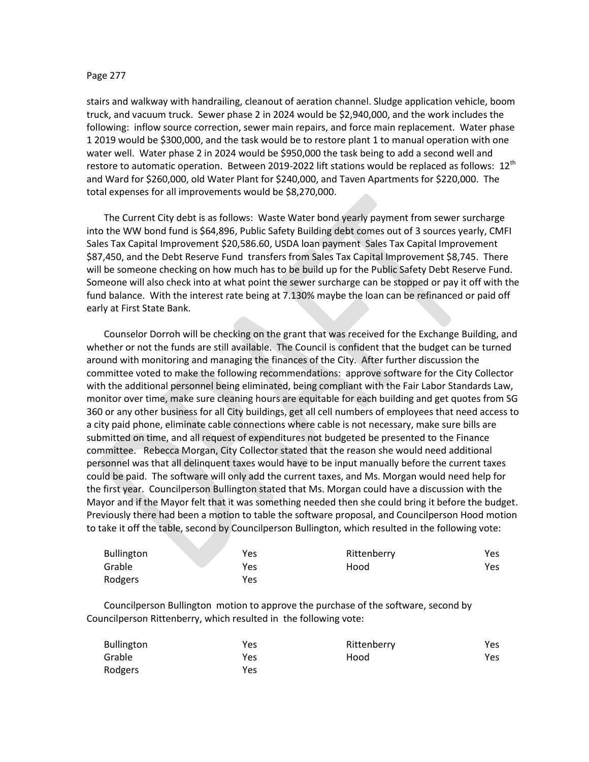stairs and walkway with handrailing, cleanout of aeration channel. Sludge application vehicle, boom truck, and vacuum truck. Sewer phase 2 in 2024 would be $2,940,000, and the work includes the following: inflow source correction, sewer main repairs, and force main replacement. Water phase 1 2019 would be $300,000, and the task would be to restore plant 1 to manual operation with one water well. Water phase 2 in 2024 would be $950,000 the task being to add a second well and restore to automatic operation. Between 2019-2022 lift stations would be replaced as follows: 12th and Ward for $260,000, old Water Plant for $240,000, and Taven Apartments for $220,000. The total expenses for all improvements would be $8,270,000.

The Current City debt is as follows: Waste Water bond yearly payment from sewer surcharge into the WW bond fund is $64,896, Public Safety Building debt comes out of 3 sources yearly, CMFI Sales Tax Capital Improvement $20,586.60, USDA loan payment Sales Tax Capital Improvement $87,450, and the Debt Reserve Fund transfers from Sales Tax Capital Improvement $8,745. There will be someone checking on how much has to be build up for the Public Safety Debt Reserve Fund. Someone will also check into at what point the sewer surcharge can be stopped or pay it off with the fund balance. With the interest rate being at 7.130% maybe the loan can be refinanced or paid off early at First State Bank.

Counselor Dorroh will be checking on the grant that was received for the Exchange Building, and whether or not the funds are still available. The Council is confident that the budget can be turned around with monitoring and managing the finances of the City. After further discussion the committee voted to make the following recommendations: approve software for the City Collector with the additional personnel being eliminated, being compliant with the Fair Labor Standards Law, monitor over time, make sure cleaning hours are equitable for each building and get quotes from SG 360 or any other business for all City buildings, get all cell numbers of employees that need access to a city paid phone, eliminate cable connections where cable is not necessary, make sure bills are submitted on time, and all request of expenditures not budgeted be presented to the Finance committee. Rebecca Morgan, City Collector stated that the reason she would need additional personnel was that all delinquent taxes would have to be input manually before the current taxes could be paid. The software will only add the current taxes, and Ms. Morgan would need help for the first year. Councilperson Bullington stated that Ms. Morgan could have a discussion with the Mayor and if the Mayor felt that it was something needed then she could bring it before the budget. Previously there had been a motion to table the software proposal, and Councilperson Hood motion to take it off the table, second by Councilperson Bullington, which resulted in the following vote:

| | | | |
|---|---|---|---|
| Bullington | Yes | Rittenberry | Yes |
| Grable | Yes | Hood | Yes |
| Rodgers | Yes | | |

Councilperson Bullington motion to approve the purchase of the software, second by Councilperson Rittenberry, which resulted in the following vote:

| | | | |
|---|---|---|---|
| Bullington | Yes | Rittenberry | Yes |
| Grable | Yes | Hood | Yes |
| Rodgers | Yes | | |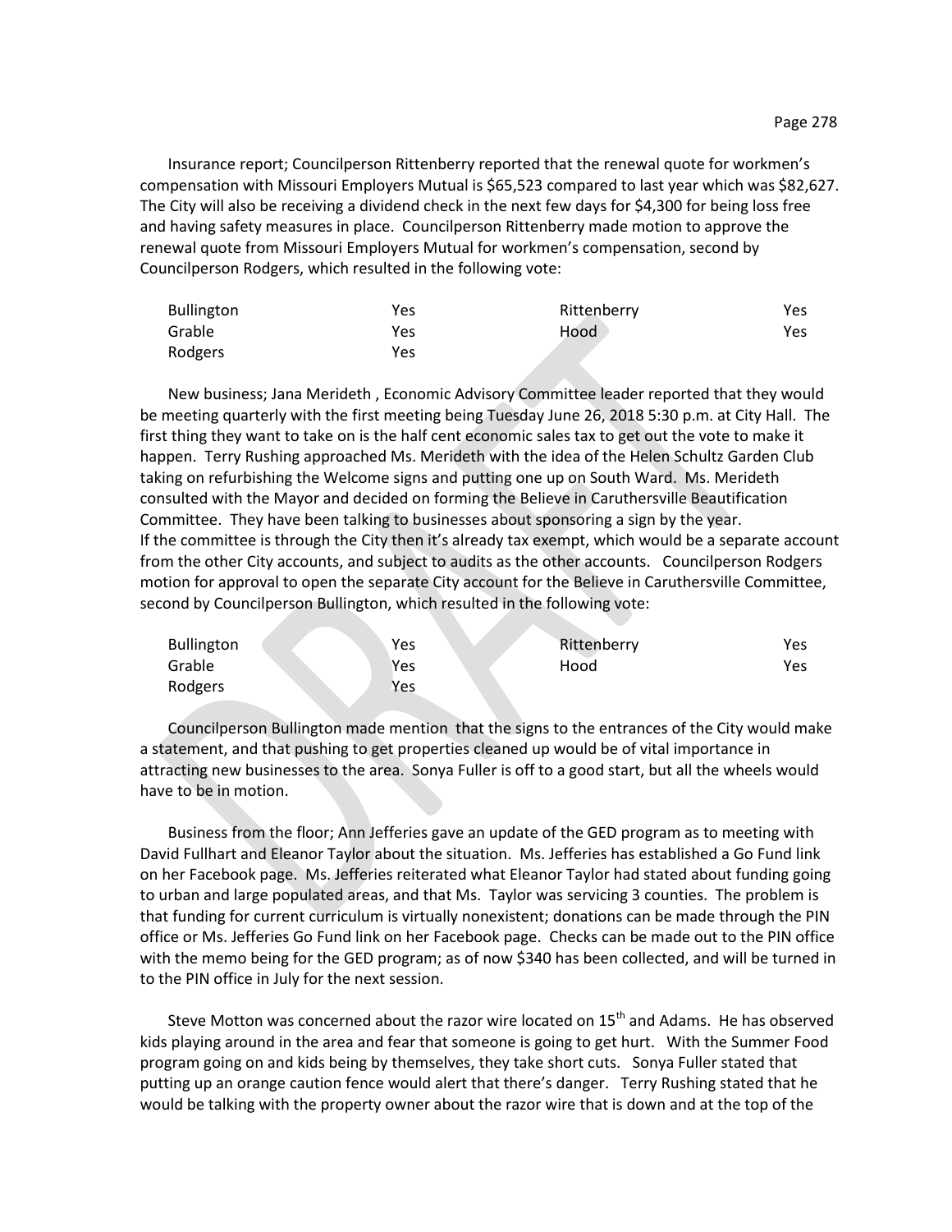Insurance report; Councilperson Rittenberry reported that the renewal quote for workmen's compensation with Missouri Employers Mutual is $65,523 compared to last year which was $82,627. The City will also be receiving a dividend check in the next few days for $4,300 for being loss free and having safety measures in place. Councilperson Rittenberry made motion to approve the renewal quote from Missouri Employers Mutual for workmen's compensation, second by Councilperson Rodgers, which resulted in the following vote:

| | | | |
|---|---|---|---|
| Bullington | Yes | Rittenberry | Yes |
| Grable | Yes | Hood | Yes |
| Rodgers | Yes | | |

New business; Jana Merideth , Economic Advisory Committee leader reported that they would be meeting quarterly with the first meeting being Tuesday June 26, 2018 5:30 p.m. at City Hall. The first thing they want to take on is the half cent economic sales tax to get out the vote to make it happen. Terry Rushing approached Ms. Merideth with the idea of the Helen Schultz Garden Club taking on refurbishing the Welcome signs and putting one up on South Ward. Ms. Merideth consulted with the Mayor and decided on forming the Believe in Caruthersville Beautification Committee. They have been talking to businesses about sponsoring a sign by the year. If the committee is through the City then it's already tax exempt, which would be a separate account from the other City accounts, and subject to audits as the other accounts. Councilperson Rodgers motion for approval to open the separate City account for the Believe in Caruthersville Committee, second by Councilperson Bullington, which resulted in the following vote:

| | | | |
|---|---|---|---|
| Bullington | Yes | Rittenberry | Yes |
| Grable | Yes | Hood | Yes |
| Rodgers | Yes | | |

Councilperson Bullington made mention that the signs to the entrances of the City would make a statement, and that pushing to get properties cleaned up would be of vital importance in attracting new businesses to the area. Sonya Fuller is off to a good start, but all the wheels would have to be in motion.

Business from the floor; Ann Jefferies gave an update of the GED program as to meeting with David Fullhart and Eleanor Taylor about the situation. Ms. Jefferies has established a Go Fund link on her Facebook page. Ms. Jefferies reiterated what Eleanor Taylor had stated about funding going to urban and large populated areas, and that Ms. Taylor was servicing 3 counties. The problem is that funding for current curriculum is virtually nonexistent; donations can be made through the PIN office or Ms. Jefferies Go Fund link on her Facebook page. Checks can be made out to the PIN office with the memo being for the GED program; as of now $340 has been collected, and will be turned in to the PIN office in July for the next session.

Steve Motton was concerned about the razor wire located on 15th and Adams. He has observed kids playing around in the area and fear that someone is going to get hurt. With the Summer Food program going on and kids being by themselves, they take short cuts. Sonya Fuller stated that putting up an orange caution fence would alert that there's danger. Terry Rushing stated that he would be talking with the property owner about the razor wire that is down and at the top of the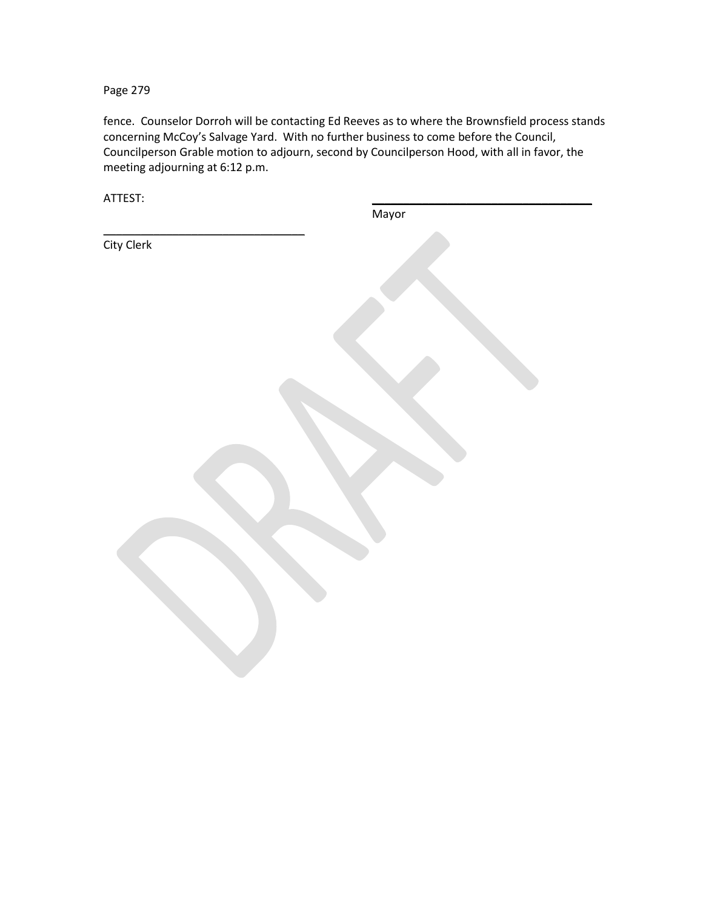fence. Counselor Dorroh will be contacting Ed Reeves as to where the Brownsfield process stands concerning McCoy's Salvage Yard. With no further business to come before the Council, Councilperson Grable motion to adjourn, second by Councilperson Hood, with all in favor, the meeting adjourning at 6:12 p.m.

ATTEST:

\_\_\_\_\_\_\_\_\_\_\_\_\_\_\_\_\_\_\_\_\_\_\_\_\_\_\_\_\_\_\_\_
Mayor

\_\_\_\_\_\_\_\_\_\_\_\_\_\_\_\_\_\_\_\_\_\_\_\_\_\_\_\_\_\_\_\_
City Clerk

DRAFT